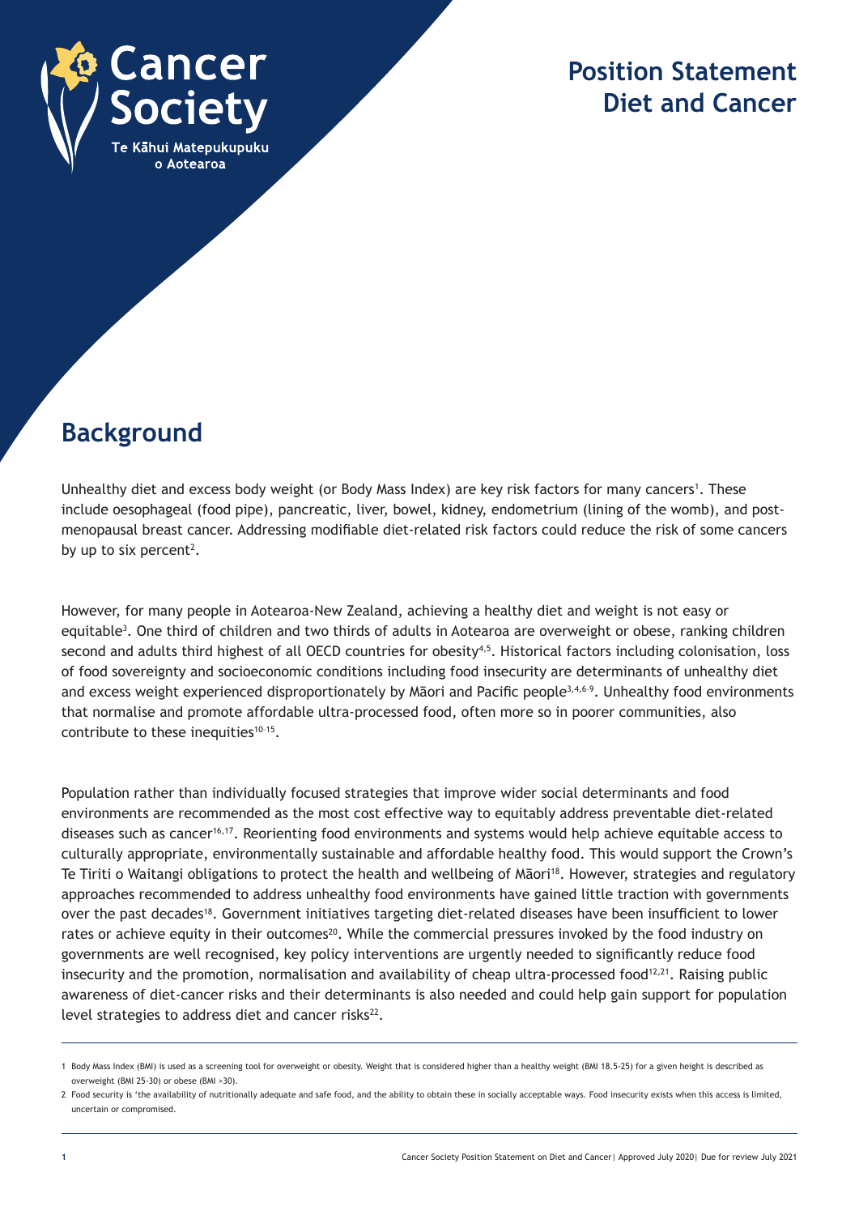Cancer Society

Te Kāhui Matepukupuku o Aotearoa

# Position Statement Diet and Cancer

## Background

Unhealthy diet and excess body weight (or Body Mass Index) are key risk factors for many cancers[1]. These include oesophageal (food pipe), pancreatic, liver, bowel, kidney, endometrium (lining of the womb), and post-menopausal breast cancer. Addressing modifiable diet-related risk factors could reduce the risk of some cancers by up to six percent[2].

However, for many people in Aotearoa-New Zealand, achieving a healthy diet and weight is not easy or equitable[3]. One third of children and two thirds of adults in Aotearoa are overweight or obese, ranking children second and adults third highest of all OECD countries for obesity[4,5]. Historical factors including colonisation, loss of food sovereignty and socioeconomic conditions including food insecurity are determinants of unhealthy diet and excess weight experienced disproportionately by Māori and Pacific people[3,4,6-9]. Unhealthy food environments that normalise and promote affordable ultra-processed food, often more so in poorer communities, also contribute to these inequities[10-15].

Population rather than individually focused strategies that improve wider social determinants and food environments are recommended as the most cost effective way to equitably address preventable diet-related diseases such as cancer[16,17]. Reorienting food environments and systems would help achieve equitable access to culturally appropriate, environmentally sustainable and affordable healthy food. This would support the Crown's Te Tiriti o Waitangi obligations to protect the health and wellbeing of Māori[18]. However, strategies and regulatory approaches recommended to address unhealthy food environments have gained little traction with governments over the past decades[18]. Government initiatives targeting diet-related diseases have been insufficient to lower rates or achieve equity in their outcomes[20]. While the commercial pressures invoked by the food industry on governments are well recognised, key policy interventions are urgently needed to significantly reduce food insecurity and the promotion, normalisation and availability of cheap ultra-processed food[12,21]. Raising public awareness of diet-cancer risks and their determinants is also needed and could help gain support for population level strategies to address diet and cancer risks[22].

---

1 Body Mass Index (BMI) is used as a screening tool for overweight or obesity. Weight that is considered higher than a healthy weight (BMI 18.5-25) for a given height is described as overweight (BMI 25-30) or obese (BMI >30).

2 Food security is 'the availability of nutritionally adequate and safe food, and the ability to obtain these in socially acceptable ways. Food insecurity exists when this access is limited, uncertain or compromised.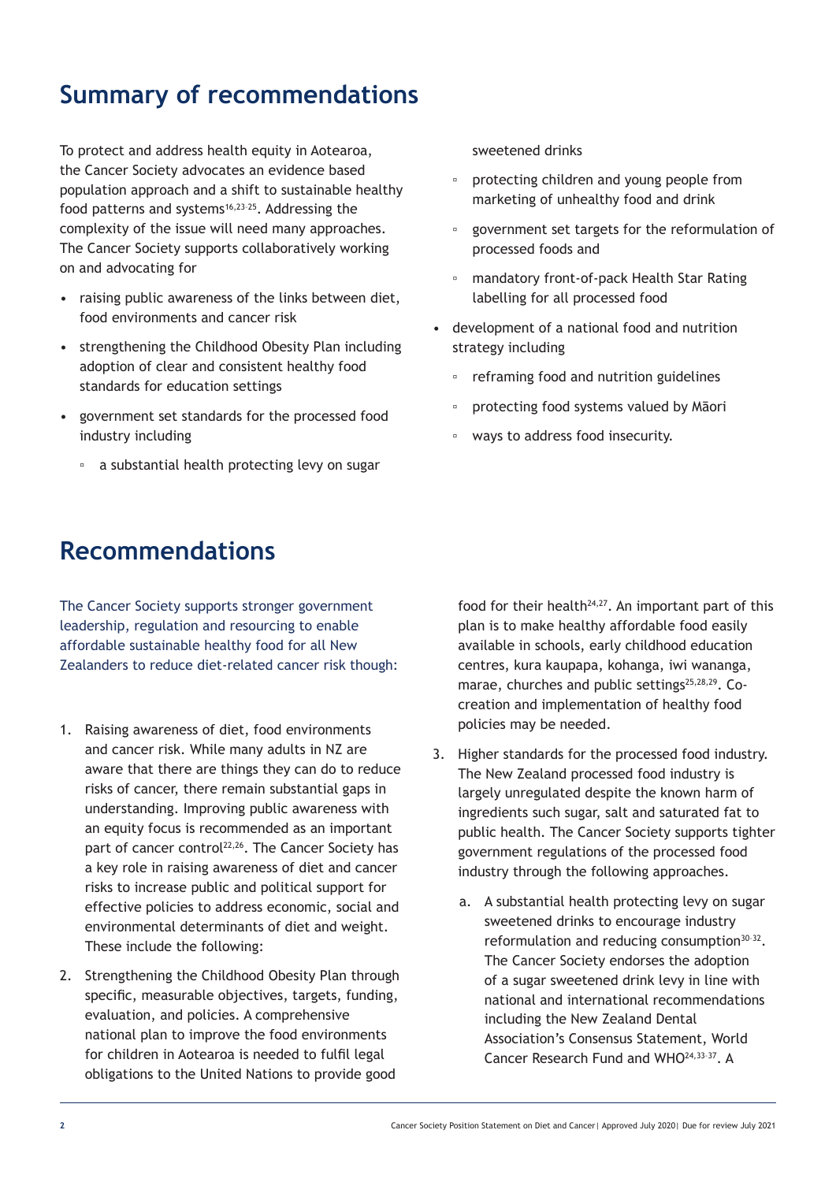## Summary of recommendations

To protect and address health equity in Aotearoa, the Cancer Society advocates an evidence based population approach and a shift to sustainable healthy food patterns and systems[16,23-25]. Addressing the complexity of the issue will need many approaches. The Cancer Society supports collaboratively working on and advocating for

- raising public awareness of the links between diet, food environments and cancer risk
- strengthening the Childhood Obesity Plan including adoption of clear and consistent healthy food standards for education settings
- government set standards for the processed food industry including
  - a substantial health protecting levy on sugar sweetened drinks
  - protecting children and young people from marketing of unhealthy food and drink
  - government set targets for the reformulation of processed foods and
  - mandatory front-of-pack Health Star Rating labelling for all processed food
- development of a national food and nutrition strategy including
  - reframing food and nutrition guidelines
  - protecting food systems valued by Māori
  - ways to address food insecurity.

## Recommendations

The Cancer Society supports stronger government leadership, regulation and resourcing to enable affordable sustainable healthy food for all New Zealanders to reduce diet-related cancer risk though:

1. Raising awareness of diet, food environments and cancer risk. While many adults in NZ are aware that there are things they can do to reduce risks of cancer, there remain substantial gaps in understanding. Improving public awareness with an equity focus is recommended as an important part of cancer control[22,26]. The Cancer Society has a key role in raising awareness of diet and cancer risks to increase public and political support for effective policies to address economic, social and environmental determinants of diet and weight. These include the following:
2. Strengthening the Childhood Obesity Plan through specific, measurable objectives, targets, funding, evaluation, and policies. A comprehensive national plan to improve the food environments for children in Aotearoa is needed to fulfil legal obligations to the United Nations to provide good food for their health[24,27]. An important part of this plan is to make healthy affordable food easily available in schools, early childhood education centres, kura kaupapa, kohanga, iwi wananga, marae, churches and public settings[25,28,29]. Co-creation and implementation of healthy food policies may be needed.
3. Higher standards for the processed food industry. The New Zealand processed food industry is largely unregulated despite the known harm of ingredients such sugar, salt and saturated fat to public health. The Cancer Society supports tighter government regulations of the processed food industry through the following approaches.
   a. A substantial health protecting levy on sugar sweetened drinks to encourage industry reformulation and reducing consumption[30-32]. The Cancer Society endorses the adoption of a sugar sweetened drink levy in line with national and international recommendations including the New Zealand Dental Association's Consensus Statement, World Cancer Research Fund and WHO[24,33-37]. A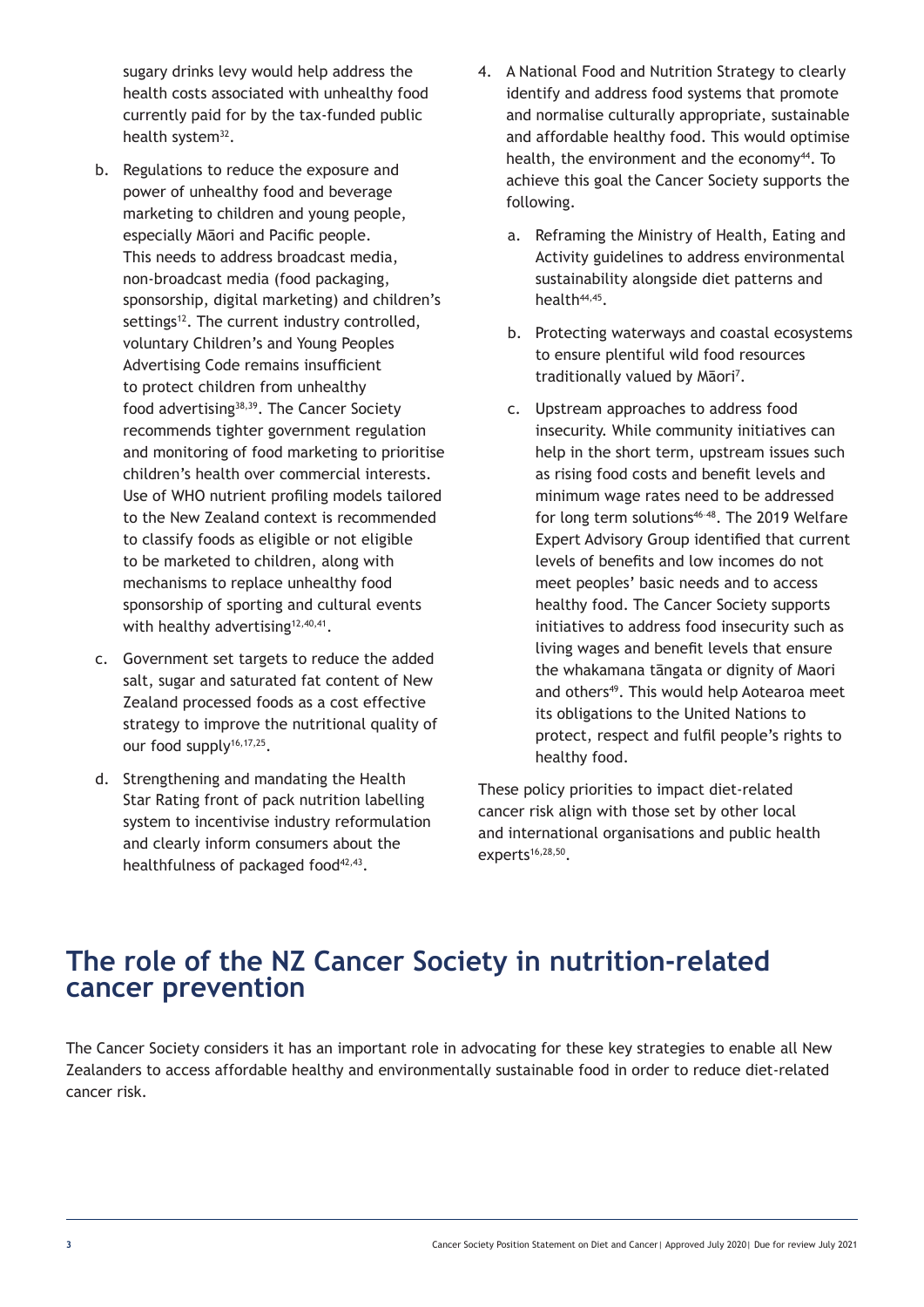sugary drinks levy would help address the health costs associated with unhealthy food currently paid for by the tax-funded public health system[32].

b. Regulations to reduce the exposure and power of unhealthy food and beverage marketing to children and young people, especially Māori and Pacific people. This needs to address broadcast media, non-broadcast media (food packaging, sponsorship, digital marketing) and children's settings[12]. The current industry controlled, voluntary Children's and Young Peoples Advertising Code remains insufficient to protect children from unhealthy food advertising[38,39]. The Cancer Society recommends tighter government regulation and monitoring of food marketing to prioritise children's health over commercial interests. Use of WHO nutrient profiling models tailored to the New Zealand context is recommended to classify foods as eligible or not eligible to be marketed to children, along with mechanisms to replace unhealthy food sponsorship of sporting and cultural events with healthy advertising[12,40,41].

c. Government set targets to reduce the added salt, sugar and saturated fat content of New Zealand processed foods as a cost effective strategy to improve the nutritional quality of our food supply[16,17,25].

d. Strengthening and mandating the Health Star Rating front of pack nutrition labelling system to incentivise industry reformulation and clearly inform consumers about the healthfulness of packaged food[42,43].

4. A National Food and Nutrition Strategy to clearly identify and address food systems that promote and normalise culturally appropriate, sustainable and affordable healthy food. This would optimise health, the environment and the economy[44]. To achieve this goal the Cancer Society supports the following.

   a. Reframing the Ministry of Health, Eating and Activity guidelines to address environmental sustainability alongside diet patterns and health[44,45].

   b. Protecting waterways and coastal ecosystems to ensure plentiful wild food resources traditionally valued by Māori[7].

   c. Upstream approaches to address food insecurity. While community initiatives can help in the short term, upstream issues such as rising food costs and benefit levels and minimum wage rates need to be addressed for long term solutions[46-48]. The 2019 Welfare Expert Advisory Group identified that current levels of benefits and low incomes do not meet peoples' basic needs and to access healthy food. The Cancer Society supports initiatives to address food insecurity such as living wages and benefit levels that ensure the whakamana tāngata or dignity of Maori and others[49]. This would help Aotearoa meet its obligations to the United Nations to protect, respect and fulfil people's rights to healthy food.

These policy priorities to impact diet-related cancer risk align with those set by other local and international organisations and public health experts[16,28,50].

## The role of the NZ Cancer Society in nutrition-related cancer prevention

The Cancer Society considers it has an important role in advocating for these key strategies to enable all New Zealanders to access affordable healthy and environmentally sustainable food in order to reduce diet-related cancer risk.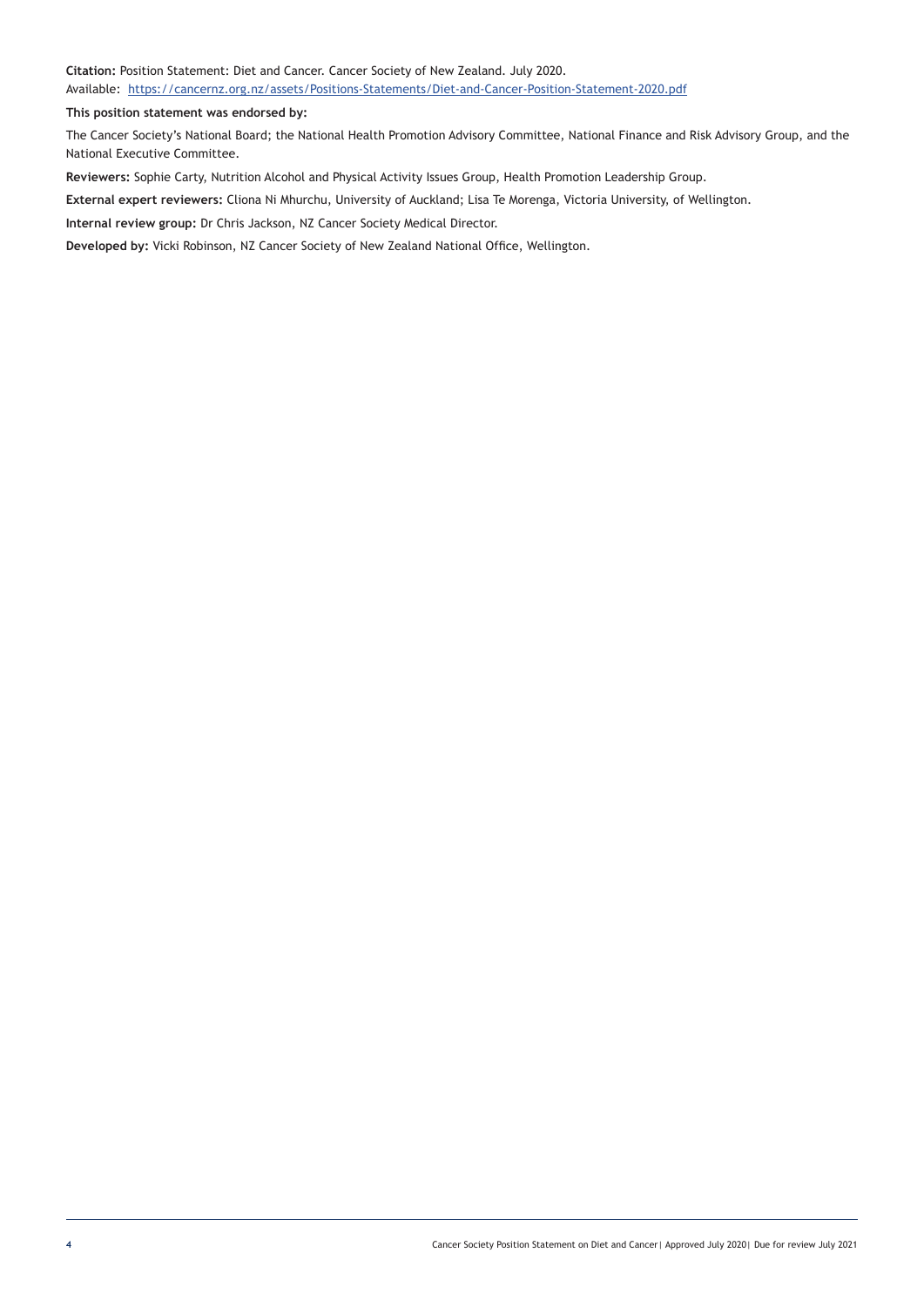**Citation:** Position Statement: Diet and Cancer. Cancer Society of New Zealand. July 2020.
Available: https://cancernz.org.nz/assets/Positions-Statements/Diet-and-Cancer-Position-Statement-2020.pdf

**This position statement was endorsed by:**

The Cancer Society's National Board; the National Health Promotion Advisory Committee, National Finance and Risk Advisory Group, and the National Executive Committee.

**Reviewers:** Sophie Carty, Nutrition Alcohol and Physical Activity Issues Group, Health Promotion Leadership Group.

**External expert reviewers:** Cliona Ni Mhurchu, University of Auckland; Lisa Te Morenga, Victoria University, of Wellington.

**Internal review group:** Dr Chris Jackson, NZ Cancer Society Medical Director.

**Developed by:** Vicki Robinson, NZ Cancer Society of New Zealand National Office, Wellington.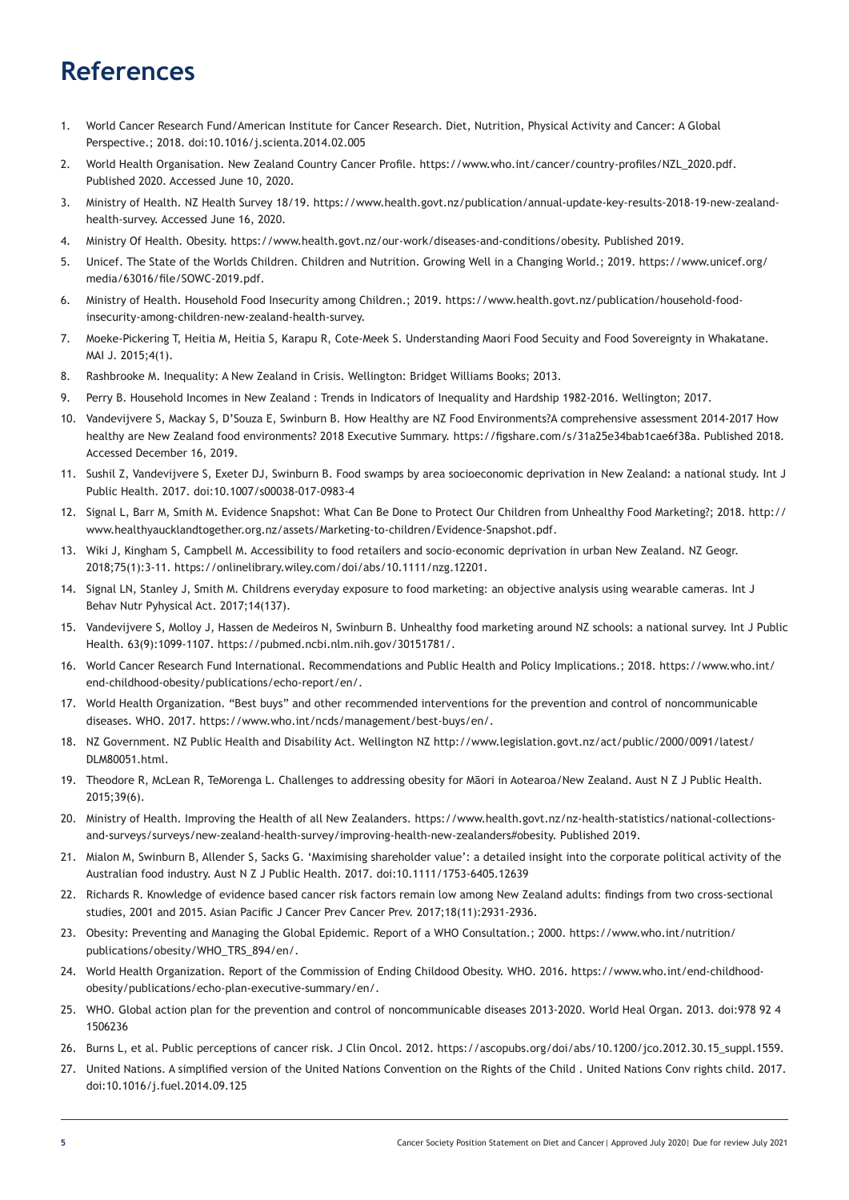# References

1. World Cancer Research Fund/American Institute for Cancer Research. Diet, Nutrition, Physical Activity and Cancer: A Global Perspective.; 2018. doi:10.1016/j.scienta.2014.02.005
2. World Health Organisation. New Zealand Country Cancer Profile. https://www.who.int/cancer/country-profiles/NZL_2020.pdf. Published 2020. Accessed June 10, 2020.
3. Ministry of Health. NZ Health Survey 18/19. https://www.health.govt.nz/publication/annual-update-key-results-2018-19-new-zealand-health-survey. Accessed June 16, 2020.
4. Ministry Of Health. Obesity. https://www.health.govt.nz/our-work/diseases-and-conditions/obesity. Published 2019.
5. Unicef. The State of the Worlds Children. Children and Nutrition. Growing Well in a Changing World.; 2019. https://www.unicef.org/media/63016/file/SOWC-2019.pdf.
6. Ministry of Health. Household Food Insecurity among Children.; 2019. https://www.health.govt.nz/publication/household-food-insecurity-among-children-new-zealand-health-survey.
7. Moeke-Pickering T, Heitia M, Heitia S, Karapu R, Cote-Meek S. Understanding Maori Food Secuity and Food Sovereignty in Whakatane. MAI J. 2015;4(1).
8. Rashbrooke M. Inequality: A New Zealand in Crisis. Wellington: Bridget Williams Books; 2013.
9. Perry B. Household Incomes in New Zealand : Trends in Indicators of Inequality and Hardship 1982-2016. Wellington; 2017.
10. Vandevijvere S, Mackay S, D'Souza E, Swinburn B. How Healthy are NZ Food Environments?A comprehensive assessment 2014-2017 How healthy are New Zealand food environments? 2018 Executive Summary. https://figshare.com/s/31a25e34bab1cae6f38a. Published 2018. Accessed December 16, 2019.
11. Sushil Z, Vandevijvere S, Exeter DJ, Swinburn B. Food swamps by area socioeconomic deprivation in New Zealand: a national study. Int J Public Health. 2017. doi:10.1007/s00038-017-0983-4
12. Signal L, Barr M, Smith M. Evidence Snapshot: What Can Be Done to Protect Our Children from Unhealthy Food Marketing?; 2018. http://www.healthyaucklandtogether.org.nz/assets/Marketing-to-children/Evidence-Snapshot.pdf.
13. Wiki J, Kingham S, Campbell M. Accessibility to food retailers and socio-economic deprivation in urban New Zealand. NZ Geogr. 2018;75(1):3-11. https://onlinelibrary.wiley.com/doi/abs/10.1111/nzg.12201.
14. Signal LN, Stanley J, Smith M. Childrens everyday exposure to food marketing: an objective analysis using wearable cameras. Int J Behav Nutr Pyhysical Act. 2017;14(137).
15. Vandevijvere S, Molloy J, Hassen de Medeiros N, Swinburn B. Unhealthy food marketing around NZ schools: a national survey. Int J Public Health. 63(9):1099-1107. https://pubmed.ncbi.nlm.nih.gov/30151781/.
16. World Cancer Research Fund International. Recommendations and Public Health and Policy Implications.; 2018. https://www.who.int/end-childhood-obesity/publications/echo-report/en/.
17. World Health Organization. "Best buys" and other recommended interventions for the prevention and control of noncommunicable diseases. WHO. 2017. https://www.who.int/ncds/management/best-buys/en/.
18. NZ Government. NZ Public Health and Disability Act. Wellington NZ http://www.legislation.govt.nz/act/public/2000/0091/latest/DLM80051.html.
19. Theodore R, McLean R, TeMorenga L. Challenges to addressing obesity for Māori in Aotearoa/New Zealand. Aust N Z J Public Health. 2015;39(6).
20. Ministry of Health. Improving the Health of all New Zealanders. https://www.health.govt.nz/nz-health-statistics/national-collections-and-surveys/surveys/new-zealand-health-survey/improving-health-new-zealanders#obesity. Published 2019.
21. Mialon M, Swinburn B, Allender S, Sacks G. 'Maximising shareholder value': a detailed insight into the corporate political activity of the Australian food industry. Aust N Z J Public Health. 2017. doi:10.1111/1753-6405.12639
22. Richards R. Knowledge of evidence based cancer risk factors remain low among New Zealand adults: findings from two cross-sectional studies, 2001 and 2015. Asian Pacific J Cancer Prev Cancer Prev. 2017;18(11):2931-2936.
23. Obesity: Preventing and Managing the Global Epidemic. Report of a WHO Consultation.; 2000. https://www.who.int/nutrition/publications/obesity/WHO_TRS_894/en/.
24. World Health Organization. Report of the Commission of Ending Childood Obesity. WHO. 2016. https://www.who.int/end-childhood-obesity/publications/echo-plan-executive-summary/en/.
25. WHO. Global action plan for the prevention and control of noncommunicable diseases 2013-2020. World Heal Organ. 2013. doi:978 92 4 1506236
26. Burns L, et al. Public perceptions of cancer risk. J Clin Oncol. 2012. https://ascopubs.org/doi/abs/10.1200/jco.2012.30.15_suppl.1559.
27. United Nations. A simplified version of the United Nations Convention on the Rights of the Child . United Nations Conv rights child. 2017. doi:10.1016/j.fuel.2014.09.125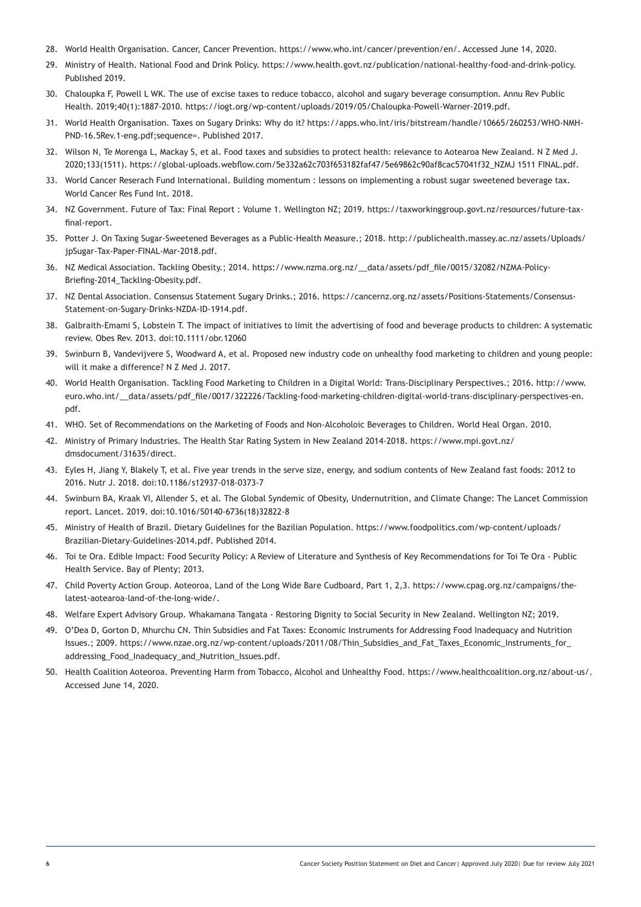28. World Health Organisation. Cancer, Cancer Prevention. https://www.who.int/cancer/prevention/en/. Accessed June 14, 2020.
29. Ministry of Health. National Food and Drink Policy. https://www.health.govt.nz/publication/national-healthy-food-and-drink-policy. Published 2019.
30. Chaloupka F, Powell L WK. The use of excise taxes to reduce tobacco, alcohol and sugary beverage consumption. Annu Rev Public Health. 2019;40(1):1887-2010. https://iogt.org/wp-content/uploads/2019/05/Chaloupka-Powell-Warner-2019.pdf.
31. World Health Organisation. Taxes on Sugary Drinks: Why do it? https://apps.who.int/iris/bitstream/handle/10665/260253/WHO-NMH-PND-16.5Rev.1-eng.pdf;sequence=. Published 2017.
32. Wilson N, Te Morenga L, Mackay S, et al. Food taxes and subsidies to protect health: relevance to Aotearoa New Zealand. N Z Med J. 2020;133(1511). https://global-uploads.webflow.com/5e332a62c703f653182faf47/5e69862c90af8cac57041f32_NZMJ 1511 FINAL.pdf.
33. World Cancer Reserach Fund International. Building momentum : lessons on implementing a robust sugar sweetened beverage tax. World Cancer Res Fund Int. 2018.
34. NZ Government. Future of Tax: Final Report : Volume 1. Wellington NZ; 2019. https://taxworkinggroup.govt.nz/resources/future-tax-final-report.
35. Potter J. On Taxing Sugar-Sweetened Beverages as a Public-Health Measure.; 2018. http://publichealth.massey.ac.nz/assets/Uploads/jpSugar-Tax-Paper-FINAL-Mar-2018.pdf.
36. NZ Medical Association. Tackling Obesity.; 2014. https://www.nzma.org.nz/__data/assets/pdf_file/0015/32082/NZMA-Policy-Briefing-2014_Tackling-Obesity.pdf.
37. NZ Dental Association. Consensus Statement Sugary Drinks.; 2016. https://cancernz.org.nz/assets/Positions-Statements/Consensus-Statement-on-Sugary-Drinks-NZDA-ID-1914.pdf.
38. Galbraith-Emami S, Lobstein T. The impact of initiatives to limit the advertising of food and beverage products to children: A systematic review. Obes Rev. 2013. doi:10.1111/obr.12060
39. Swinburn B, Vandevijvere S, Woodward A, et al. Proposed new industry code on unhealthy food marketing to children and young people: will it make a difference? N Z Med J. 2017.
40. World Health Organisation. Tackling Food Marketing to Children in a Digital World: Trans-Disciplinary Perspectives.; 2016. http://www.euro.who.int/__data/assets/pdf_file/0017/322226/Tackling-food-marketing-children-digital-world-trans-disciplinary-perspectives-en.pdf.
41. WHO. Set of Recommendations on the Marketing of Foods and Non-Alcoholoic Beverages to Children. World Heal Organ. 2010.
42. Ministry of Primary Industries. The Health Star Rating System in New Zealand 2014-2018. https://www.mpi.govt.nz/dmsdocument/31635/direct.
43. Eyles H, Jiang Y, Blakely T, et al. Five year trends in the serve size, energy, and sodium contents of New Zealand fast foods: 2012 to 2016. Nutr J. 2018. doi:10.1186/s12937-018-0373-7
44. Swinburn BA, Kraak VI, Allender S, et al. The Global Syndemic of Obesity, Undernutrition, and Climate Change: The Lancet Commission report. Lancet. 2019. doi:10.1016/S0140-6736(18)32822-8
45. Ministry of Health of Brazil. Dietary Guidelines for the Bazilian Population. https://www.foodpolitics.com/wp-content/uploads/Brazilian-Dietary-Guidelines-2014.pdf. Published 2014.
46. Toi te Ora. Edible Impact: Food Security Policy: A Review of Literature and Synthesis of Key Recommendations for Toi Te Ora - Public Health Service. Bay of Plenty; 2013.
47. Child Poverty Action Group. Aoteoroa, Land of the Long Wide Bare Cudboard, Part 1, 2,3. https://www.cpag.org.nz/campaigns/the-latest-aotearoa-land-of-the-long-wide/.
48. Welfare Expert Advisory Group. Whakamana Tangata - Restoring Dignity to Social Security in New Zealand. Wellington NZ; 2019.
49. O'Dea D, Gorton D, Mhurchu CN. Thin Subsidies and Fat Taxes: Economic Instruments for Addressing Food Inadequacy and Nutrition Issues.; 2009. https://www.nzae.org.nz/wp-content/uploads/2011/08/Thin_Subsidies_and_Fat_Taxes_Economic_Instruments_for_addressing_Food_Inadequacy_and_Nutrition_Issues.pdf.
50. Health Coalition Aoteoroa. Preventing Harm from Tobacco, Alcohol and Unhealthy Food. https://www.healthcoalition.org.nz/about-us/. Accessed June 14, 2020.